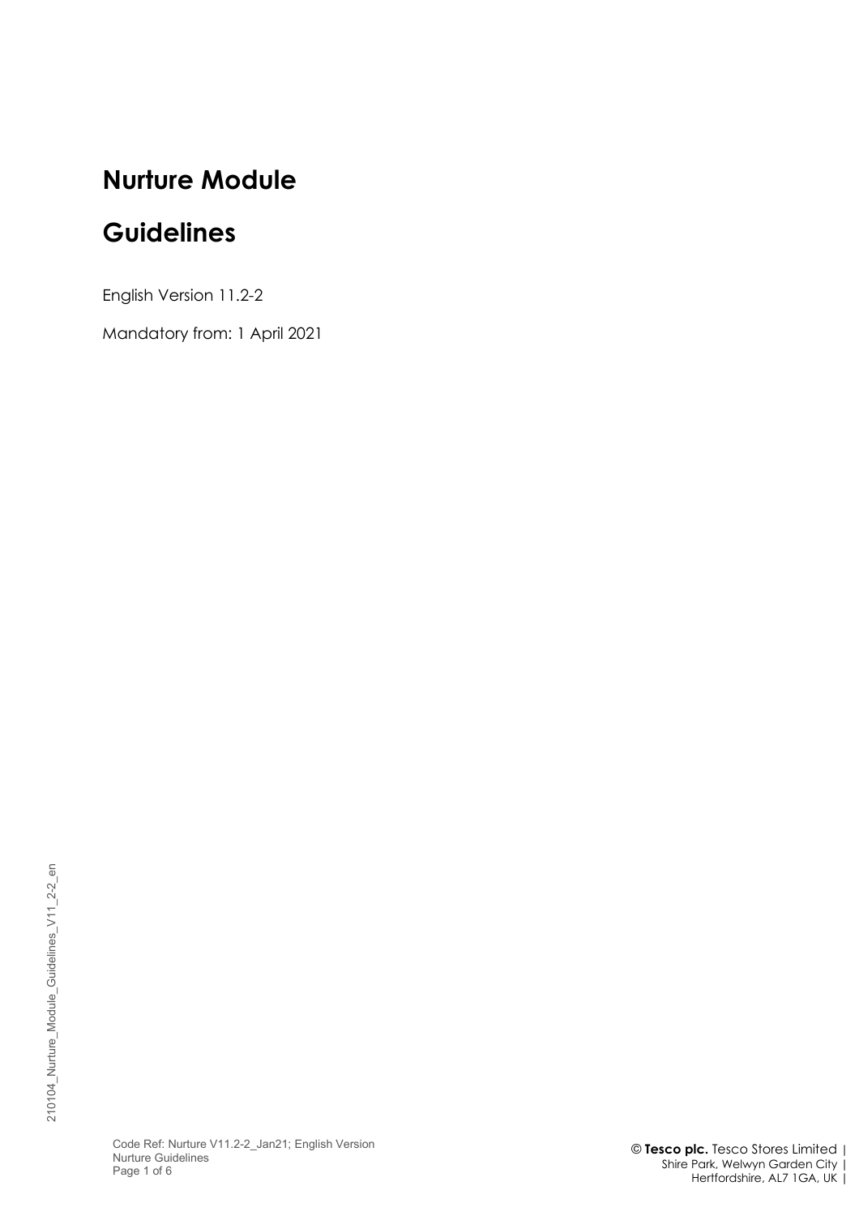# Nurture Module

# Guidelines

English Version 11.2-2

Mandatory from: 1 April 2021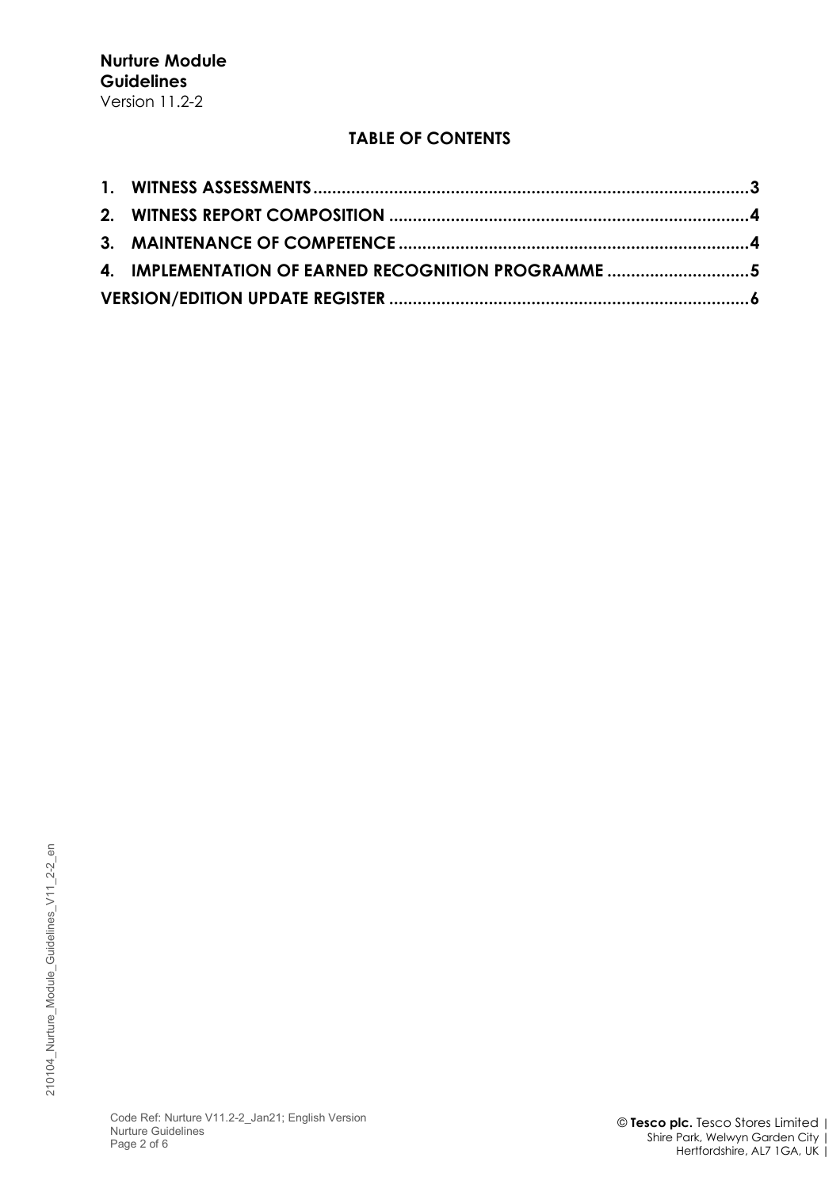## TABLE OF CONTENTS

1. WITNESS ASSESSMENTS .......... 3
2. WITNESS REPORT COMPOSITION .......... 4
3. MAINTENANCE OF COMPETENCE .......... 4
4. IMPLEMENTATION OF EARNED RECOGNITION PROGRAMME .......... 5

VERSION/EDITION UPDATE REGISTER .......... 6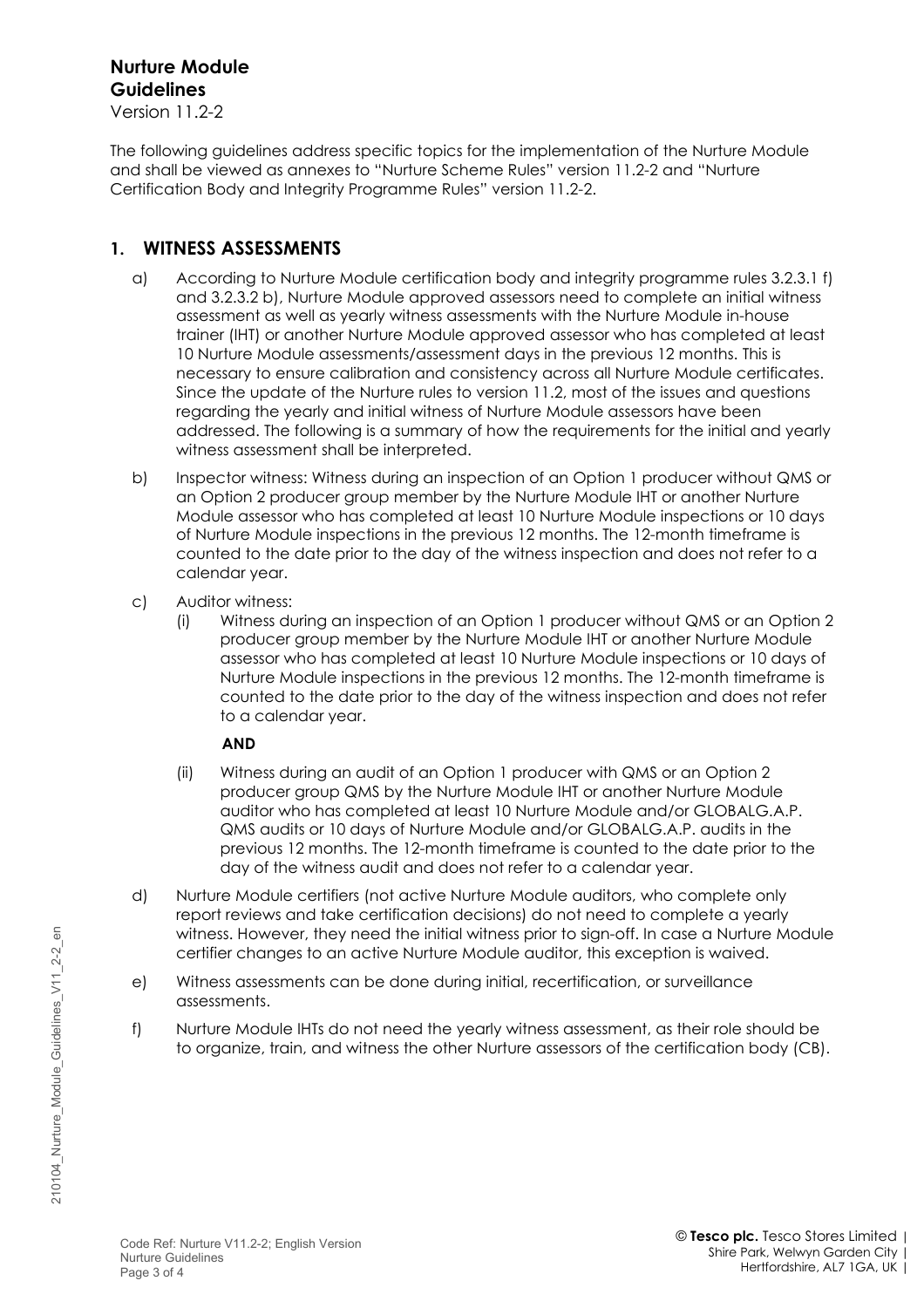# Nurture Module Guidelines

Version 11.2-2

The following guidelines address specific topics for the implementation of the Nurture Module and shall be viewed as annexes to "Nurture Scheme Rules" version 11.2-2 and "Nurture Certification Body and Integrity Programme Rules" version 11.2-2.

## 1. WITNESS ASSESSMENTS

a) According to Nurture Module certification body and integrity programme rules 3.2.3.1 f) and 3.2.3.2 b), Nurture Module approved assessors need to complete an initial witness assessment as well as yearly witness assessments with the Nurture Module in-house trainer (IHT) or another Nurture Module approved assessor who has completed at least 10 Nurture Module assessments/assessment days in the previous 12 months. This is necessary to ensure calibration and consistency across all Nurture Module certificates. Since the update of the Nurture rules to version 11.2, most of the issues and questions regarding the yearly and initial witness of Nurture Module assessors have been addressed. The following is a summary of how the requirements for the initial and yearly witness assessment shall be interpreted.

b) Inspector witness: Witness during an inspection of an Option 1 producer without QMS or an Option 2 producer group member by the Nurture Module IHT or another Nurture Module assessor who has completed at least 10 Nurture Module inspections or 10 days of Nurture Module inspections in the previous 12 months. The 12-month timeframe is counted to the date prior to the day of the witness inspection and does not refer to a calendar year.

c) Auditor witness:

   (i) Witness during an inspection of an Option 1 producer without QMS or an Option 2 producer group member by the Nurture Module IHT or another Nurture Module assessor who has completed at least 10 Nurture Module inspections or 10 days of Nurture Module inspections in the previous 12 months. The 12-month timeframe is counted to the date prior to the day of the witness inspection and does not refer to a calendar year.

   **AND**

   (ii) Witness during an audit of an Option 1 producer with QMS or an Option 2 producer group QMS by the Nurture Module IHT or another Nurture Module auditor who has completed at least 10 Nurture Module and/or GLOBALG.A.P. QMS audits or 10 days of Nurture Module and/or GLOBALG.A.P. audits in the previous 12 months. The 12-month timeframe is counted to the date prior to the day of the witness audit and does not refer to a calendar year.

d) Nurture Module certifiers (not active Nurture Module auditors, who complete only report reviews and take certification decisions) do not need to complete a yearly witness. However, they need the initial witness prior to sign-off. In case a Nurture Module certifier changes to an active Nurture Module auditor, this exception is waived.

e) Witness assessments can be done during initial, recertification, or surveillance assessments.

f) Nurture Module IHTs do not need the yearly witness assessment, as their role should be to organize, train, and witness the other Nurture assessors of the certification body (CB).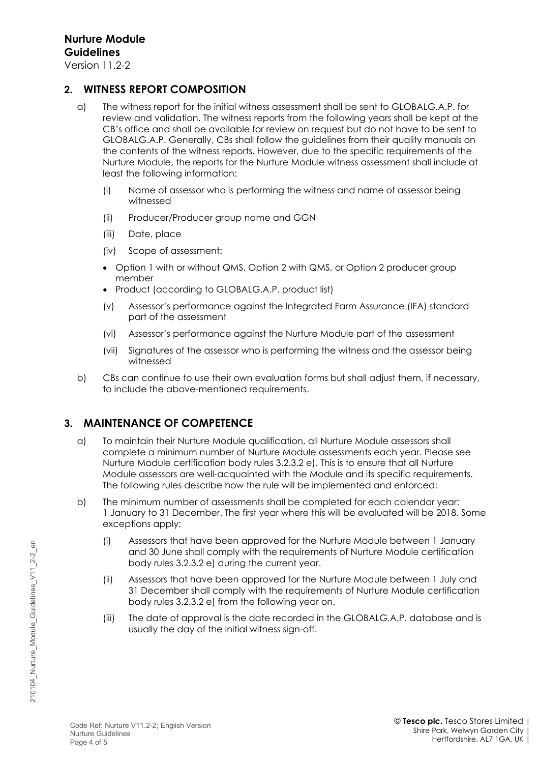## 2. WITNESS REPORT COMPOSITION

a) The witness report for the initial witness assessment shall be sent to GLOBALG.A.P. for review and validation. The witness reports from the following years shall be kept at the CB's office and shall be available for review on request but do not have to be sent to GLOBALG.A.P. Generally, CBs shall follow the guidelines from their quality manuals on the contents of the witness reports. However, due to the specific requirements of the Nurture Module, the reports for the Nurture Module witness assessment shall include at least the following information:

   (i) Name of assessor who is performing the witness and name of assessor being witnessed

   (ii) Producer/Producer group name and GGN

   (iii) Date, place

   (iv) Scope of assessment:

   - Option 1 with or without QMS, Option 2 with QMS, or Option 2 producer group member
   - Product (according to GLOBALG.A.P. product list)

   (v) Assessor's performance against the Integrated Farm Assurance (IFA) standard part of the assessment

   (vi) Assessor's performance against the Nurture Module part of the assessment

   (vii) Signatures of the assessor who is performing the witness and the assessor being witnessed

b) CBs can continue to use their own evaluation forms but shall adjust them, if necessary, to include the above-mentioned requirements.

## 3. MAINTENANCE OF COMPETENCE

a) To maintain their Nurture Module qualification, all Nurture Module assessors shall complete a minimum number of Nurture Module assessments each year. Please see Nurture Module certification body rules 3.2.3.2 e). This is to ensure that all Nurture Module assessors are well-acquainted with the Module and its specific requirements. The following rules describe how the rule will be implemented and enforced:

b) The minimum number of assessments shall be completed for each calendar year: 1 January to 31 December. The first year where this will be evaluated will be 2018. Some exceptions apply:

   (i) Assessors that have been approved for the Nurture Module between 1 January and 30 June shall comply with the requirements of Nurture Module certification body rules 3.2.3.2 e) during the current year.

   (ii) Assessors that have been approved for the Nurture Module between 1 July and 31 December shall comply with the requirements of Nurture Module certification body rules 3.2.3.2 e) from the following year on.

   (iii) The date of approval is the date recorded in the GLOBALG.A.P. database and is usually the day of the initial witness sign-off.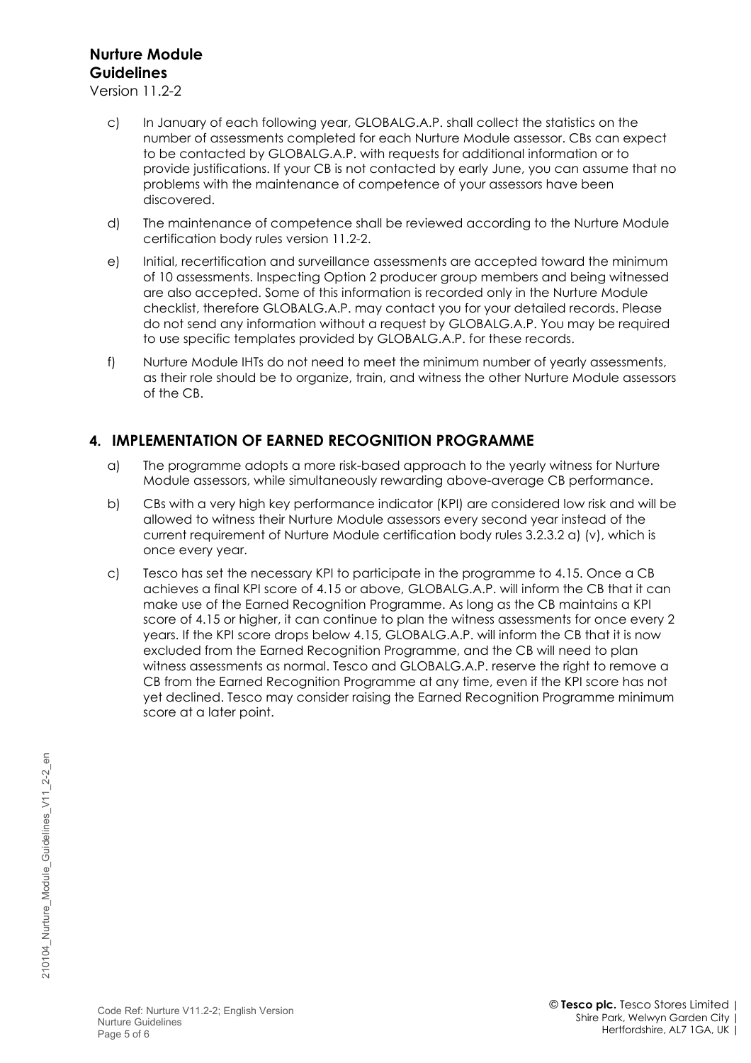c) In January of each following year, GLOBALG.A.P. shall collect the statistics on the number of assessments completed for each Nurture Module assessor. CBs can expect to be contacted by GLOBALG.A.P. with requests for additional information or to provide justifications. If your CB is not contacted by early June, you can assume that no problems with the maintenance of competence of your assessors have been discovered.

d) The maintenance of competence shall be reviewed according to the Nurture Module certification body rules version 11.2-2.

e) Initial, recertification and surveillance assessments are accepted toward the minimum of 10 assessments. Inspecting Option 2 producer group members and being witnessed are also accepted. Some of this information is recorded only in the Nurture Module checklist, therefore GLOBALG.A.P. may contact you for your detailed records. Please do not send any information without a request by GLOBALG.A.P. You may be required to use specific templates provided by GLOBALG.A.P. for these records.

f) Nurture Module IHTs do not need to meet the minimum number of yearly assessments, as their role should be to organize, train, and witness the other Nurture Module assessors of the CB.

## 4. IMPLEMENTATION OF EARNED RECOGNITION PROGRAMME

a) The programme adopts a more risk-based approach to the yearly witness for Nurture Module assessors, while simultaneously rewarding above-average CB performance.

b) CBs with a very high key performance indicator (KPI) are considered low risk and will be allowed to witness their Nurture Module assessors every second year instead of the current requirement of Nurture Module certification body rules 3.2.3.2 a) (v), which is once every year.

c) Tesco has set the necessary KPI to participate in the programme to 4.15. Once a CB achieves a final KPI score of 4.15 or above, GLOBALG.A.P. will inform the CB that it can make use of the Earned Recognition Programme. As long as the CB maintains a KPI score of 4.15 or higher, it can continue to plan the witness assessments for once every 2 years. If the KPI score drops below 4.15, GLOBALG.A.P. will inform the CB that it is now excluded from the Earned Recognition Programme, and the CB will need to plan witness assessments as normal. Tesco and GLOBALG.A.P. reserve the right to remove a CB from the Earned Recognition Programme at any time, even if the KPI score has not yet declined. Tesco may consider raising the Earned Recognition Programme minimum score at a later point.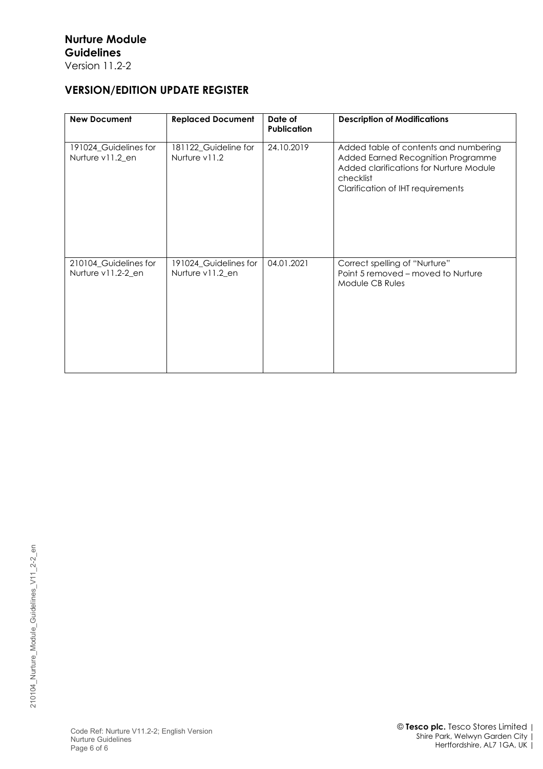**Nurture Module Guidelines**
Version 11.2-2

## VERSION/EDITION UPDATE REGISTER

| New Document | Replaced Document | Date of Publication | Description of Modifications |
|---|---|---|---|
| 191024_Guidelines for Nurture v11.2_en | 181122_Guideline for Nurture v11.2 | 24.10.2019 | Added table of contents and numbering<br>Added Earned Recognition Programme<br>Added clarifications for Nurture Module checklist<br>Clarification of IHT requirements |
| 210104_Guidelines for Nurture v11.2-2_en | 191024_Guidelines for Nurture v11.2_en | 04.01.2021 | Correct spelling of "Nurture"<br>Point 5 removed – moved to Nurture Module CB Rules |